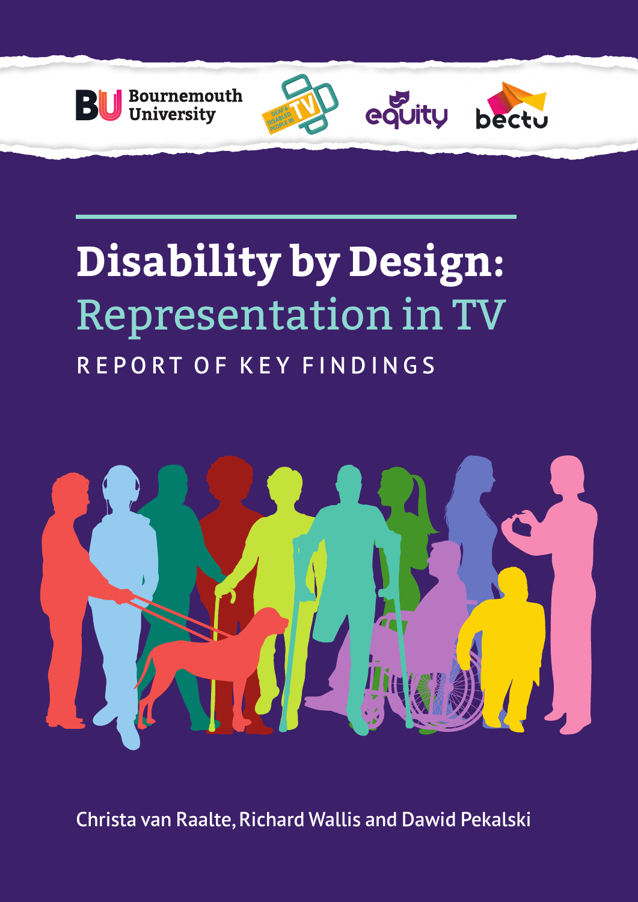Bournemouth University

DEAF & DISABLED PEOPLE IN TV

equity

bectu

# Disability by Design: Representation in TV

## REPORT OF KEY FINDINGS

Christa van Raalte, Richard Wallis and Dawid Pekalski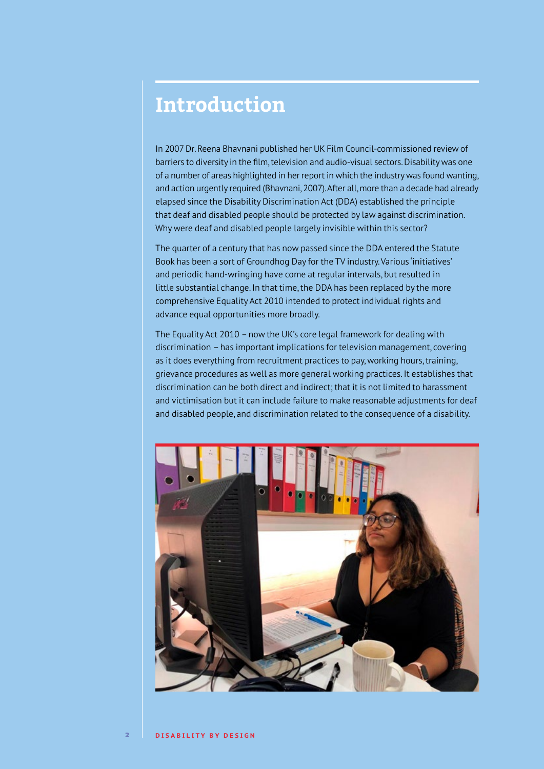# Introduction

In 2007 Dr. Reena Bhavnani published her UK Film Council-commissioned review of barriers to diversity in the film, television and audio-visual sectors. Disability was one of a number of areas highlighted in her report in which the industry was found wanting, and action urgently required (Bhavnani, 2007). After all, more than a decade had already elapsed since the Disability Discrimination Act (DDA) established the principle that deaf and disabled people should be protected by law against discrimination. Why were deaf and disabled people largely invisible within this sector?

The quarter of a century that has now passed since the DDA entered the Statute Book has been a sort of Groundhog Day for the TV industry. Various 'initiatives' and periodic hand-wringing have come at regular intervals, but resulted in little substantial change. In that time, the DDA has been replaced by the more comprehensive Equality Act 2010 intended to protect individual rights and advance equal opportunities more broadly.

The Equality Act 2010 – now the UK's core legal framework for dealing with discrimination – has important implications for television management, covering as it does everything from recruitment practices to pay, working hours, training, grievance procedures as well as more general working practices. It establishes that discrimination can be both direct and indirect; that it is not limited to harassment and victimisation but it can include failure to make reasonable adjustments for deaf and disabled people, and discrimination related to the consequence of a disability.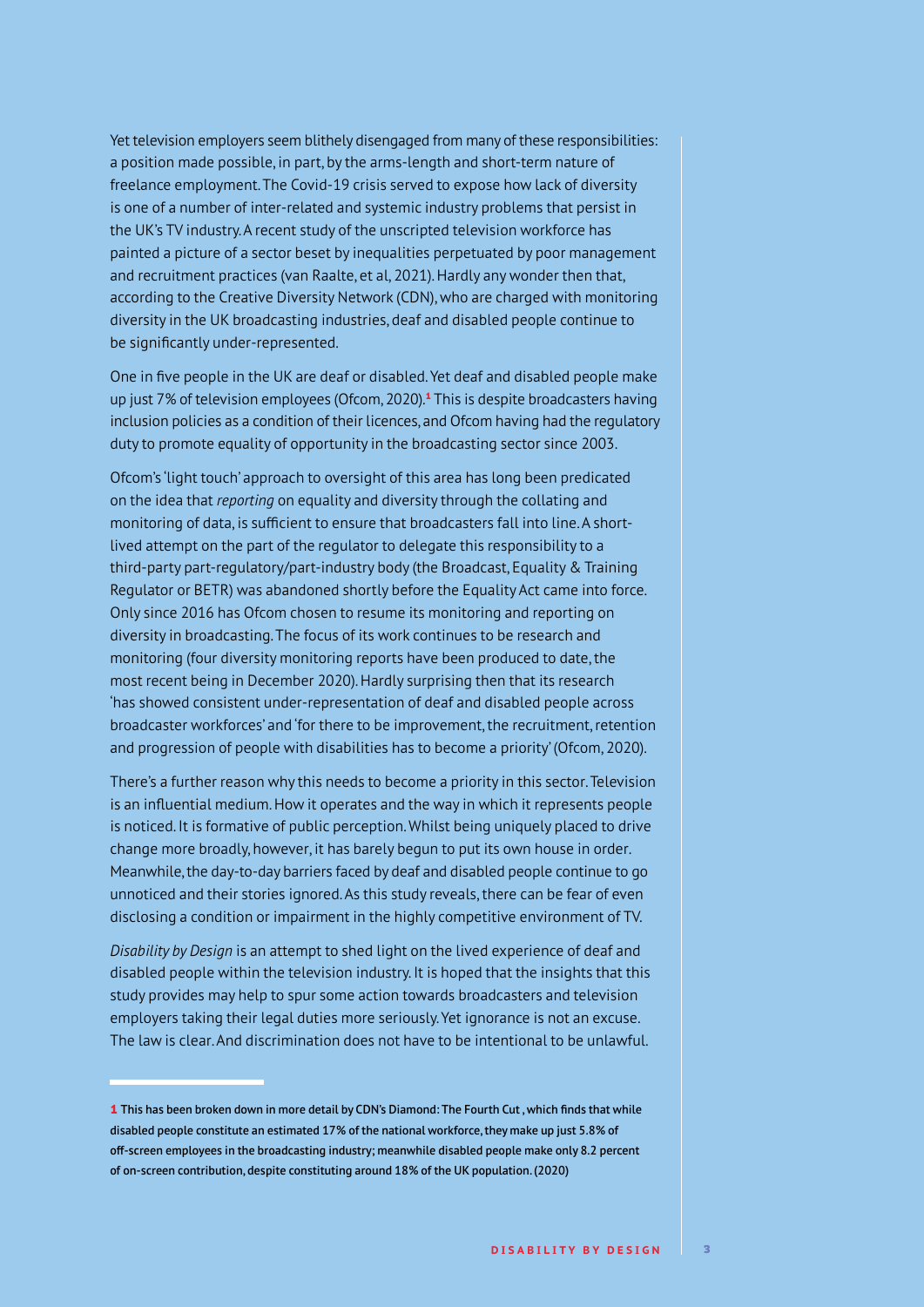Yet television employers seem blithely disengaged from many of these responsibilities: a position made possible, in part, by the arms-length and short-term nature of freelance employment. The Covid-19 crisis served to expose how lack of diversity is one of a number of inter-related and systemic industry problems that persist in the UK's TV industry. A recent study of the unscripted television workforce has painted a picture of a sector beset by inequalities perpetuated by poor management and recruitment practices (van Raalte, et al, 2021). Hardly any wonder then that, according to the Creative Diversity Network (CDN), who are charged with monitoring diversity in the UK broadcasting industries, deaf and disabled people continue to be significantly under-represented.

One in five people in the UK are deaf or disabled. Yet deaf and disabled people make up just 7% of television employees (Ofcom, 2020).[1] This is despite broadcasters having inclusion policies as a condition of their licences, and Ofcom having had the regulatory duty to promote equality of opportunity in the broadcasting sector since 2003.

Ofcom's 'light touch' approach to oversight of this area has long been predicated on the idea that *reporting* on equality and diversity through the collating and monitoring of data, is sufficient to ensure that broadcasters fall into line. A short-lived attempt on the part of the regulator to delegate this responsibility to a third-party part-regulatory/part-industry body (the Broadcast, Equality & Training Regulator or BETR) was abandoned shortly before the Equality Act came into force. Only since 2016 has Ofcom chosen to resume its monitoring and reporting on diversity in broadcasting. The focus of its work continues to be research and monitoring (four diversity monitoring reports have been produced to date, the most recent being in December 2020). Hardly surprising then that its research 'has showed consistent under-representation of deaf and disabled people across broadcaster workforces' and 'for there to be improvement, the recruitment, retention and progression of people with disabilities has to become a priority' (Ofcom, 2020).

There's a further reason why this needs to become a priority in this sector. Television is an influential medium. How it operates and the way in which it represents people is noticed. It is formative of public perception. Whilst being uniquely placed to drive change more broadly, however, it has barely begun to put its own house in order. Meanwhile, the day-to-day barriers faced by deaf and disabled people continue to go unnoticed and their stories ignored. As this study reveals, there can be fear of even disclosing a condition or impairment in the highly competitive environment of TV.

*Disability by Design* is an attempt to shed light on the lived experience of deaf and disabled people within the television industry. It is hoped that the insights that this study provides may help to spur some action towards broadcasters and television employers taking their legal duties more seriously. Yet ignorance is not an excuse. The law is clear. And discrimination does not have to be intentional to be unlawful.

---

**1 This has been broken down in more detail by CDN's Diamond: The Fourth Cut , which finds that while disabled people constitute an estimated 17% of the national workforce, they make up just 5.8% of off-screen employees in the broadcasting industry; meanwhile disabled people make only 8.2 percent of on-screen contribution, despite constituting around 18% of the UK population. (2020)**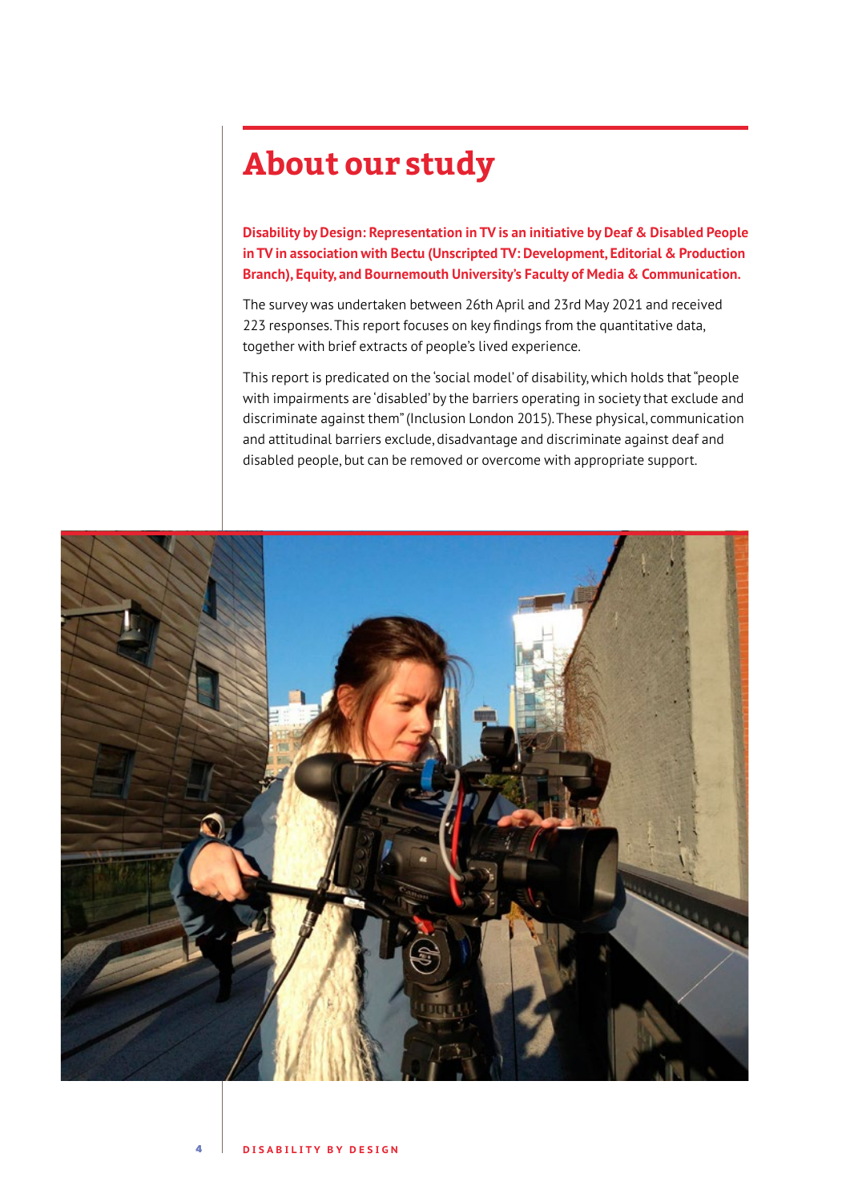# About our study

**Disability by Design: Representation in TV is an initiative by Deaf & Disabled People in TV in association with Bectu (Unscripted TV: Development, Editorial & Production Branch), Equity, and Bournemouth University's Faculty of Media & Communication.**

The survey was undertaken between 26th April and 23rd May 2021 and received 223 responses. This report focuses on key findings from the quantitative data, together with brief extracts of people's lived experience.

This report is predicated on the 'social model' of disability, which holds that "people with impairments are 'disabled' by the barriers operating in society that exclude and discriminate against them" (Inclusion London 2015). These physical, communication and attitudinal barriers exclude, disadvantage and discriminate against deaf and disabled people, but can be removed or overcome with appropriate support.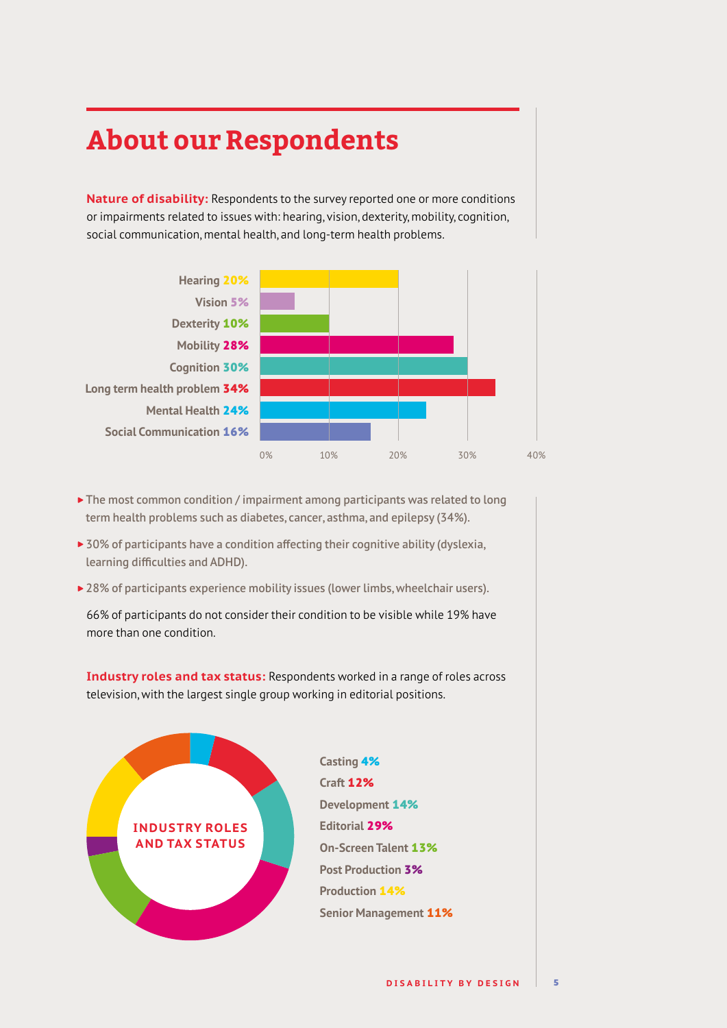# About our Respondents

**Nature of disability:** Respondents to the survey reported one or more conditions or impairments related to issues with: hearing, vision, dexterity, mobility, cognition, social communication, mental health, and long-term health problems.

| Condition | Percentage |
|---|---|
| Hearing | 20% |
| Vision | 5% |
| Dexterity | 10% |
| Mobility | 28% |
| Cognition | 30% |
| Long term health problem | 34% |
| Mental Health | 24% |
| Social Communication | 16% |

- The most common condition / impairment among participants was related to long term health problems such as diabetes, cancer, asthma, and epilepsy (34%).
- 30% of participants have a condition affecting their cognitive ability (dyslexia, learning difficulties and ADHD).
- 28% of participants experience mobility issues (lower limbs, wheelchair users).

66% of participants do not consider their condition to be visible while 19% have more than one condition.

**Industry roles and tax status:** Respondents worked in a range of roles across television, with the largest single group working in editorial positions.

INDUSTRY ROLES AND TAX STATUS

| Role | Percentage |
|---|---|
| Casting | 4% |
| Craft | 12% |
| Development | 14% |
| Editorial | 29% |
| On-Screen Talent | 13% |
| Post Production | 3% |
| Production | 14% |
| Senior Management | 11% |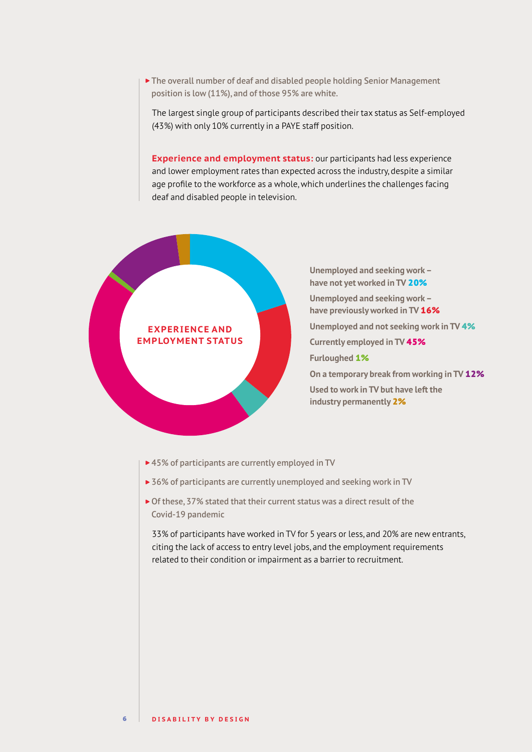- The overall number of deaf and disabled people holding Senior Management position is low (11%), and of those 95% are white.

The largest single group of participants described their tax status as Self-employed (43%) with only 10% currently in a PAYE staff position.

**Experience and employment status:** our participants had less experience and lower employment rates than expected across the industry, despite a similar age profile to the workforce as a whole, which underlines the challenges facing deaf and disabled people in television.

**EXPERIENCE AND EMPLOYMENT STATUS**

- Unemployed and seeking work – have not yet worked in TV **20%**
- Unemployed and seeking work – have previously worked in TV **16%**
- Unemployed and not seeking work in TV **4%**
- Currently employed in TV **45%**
- Furloughed **1%**
- On a temporary break from working in TV **12%**
- Used to work in TV but have left the industry permanently **2%**

- 45% of participants are currently employed in TV
- 36% of participants are currently unemployed and seeking work in TV
- Of these, 37% stated that their current status was a direct result of the Covid-19 pandemic

33% of participants have worked in TV for 5 years or less, and 20% are new entrants, citing the lack of access to entry level jobs, and the employment requirements related to their condition or impairment as a barrier to recruitment.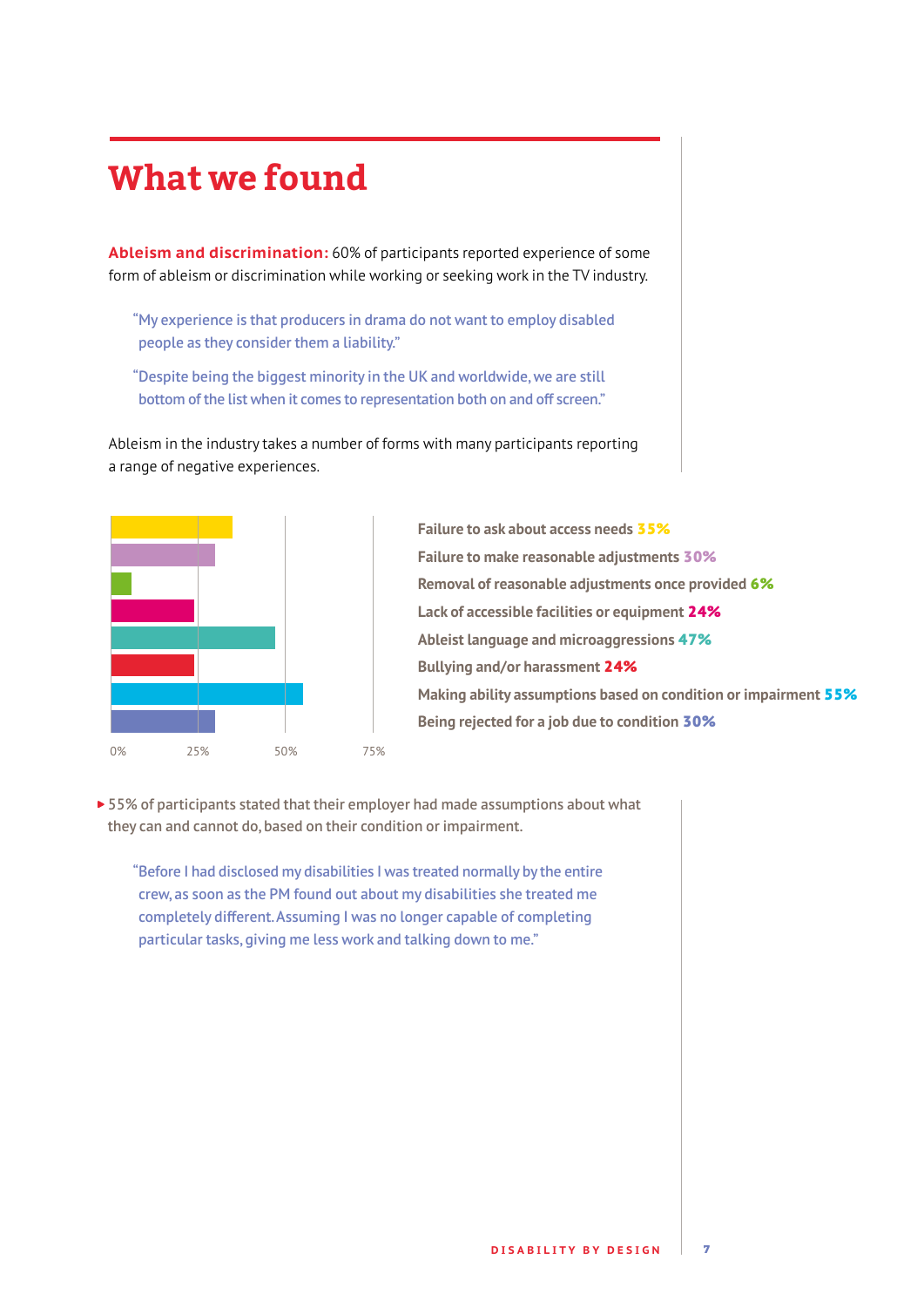# What we found

**Ableism and discrimination:** 60% of participants reported experience of some form of ableism or discrimination while working or seeking work in the TV industry.

> "My experience is that producers in drama do not want to employ disabled people as they consider them a liability."

> "Despite being the biggest minority in the UK and worldwide, we are still bottom of the list when it comes to representation both on and off screen."

Ableism in the industry takes a number of forms with many participants reporting a range of negative experiences.

| Experience | % |
|---|---|
| Failure to ask about access needs | 35% |
| Failure to make reasonable adjustments | 30% |
| Removal of reasonable adjustments once provided | 6% |
| Lack of accessible facilities or equipment | 24% |
| Ableist language and microaggressions | 47% |
| Bullying and/or harassment | 24% |
| Making ability assumptions based on condition or impairment | 55% |
| Being rejected for a job due to condition | 30% |

- 55% of participants stated that their employer had made assumptions about what they can and cannot do, based on their condition or impairment.

> "Before I had disclosed my disabilities I was treated normally by the entire crew, as soon as the PM found out about my disabilities she treated me completely different. Assuming I was no longer capable of completing particular tasks, giving me less work and talking down to me."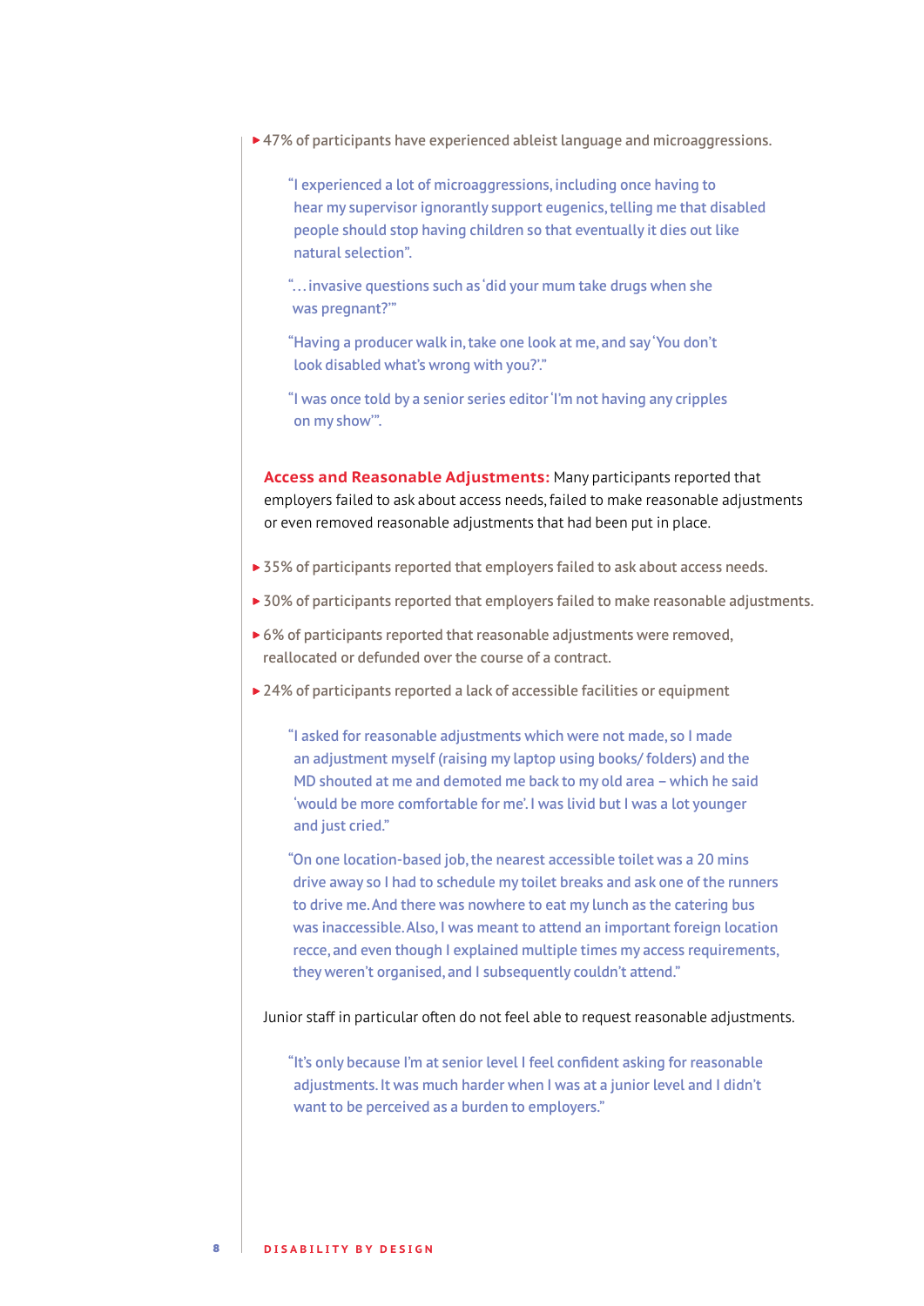- 47% of participants have experienced ableist language and microaggressions.

> "I experienced a lot of microaggressions, including once having to hear my supervisor ignorantly support eugenics, telling me that disabled people should stop having children so that eventually it dies out like natural selection".

> "…invasive questions such as 'did your mum take drugs when she was pregnant?'"

> "Having a producer walk in, take one look at me, and say 'You don't look disabled what's wrong with you?'."

> "I was once told by a senior series editor 'I'm not having any cripples on my show'".

**Access and Reasonable Adjustments:** Many participants reported that employers failed to ask about access needs, failed to make reasonable adjustments or even removed reasonable adjustments that had been put in place.

- 35% of participants reported that employers failed to ask about access needs.
- 30% of participants reported that employers failed to make reasonable adjustments.
- 6% of participants reported that reasonable adjustments were removed, reallocated or defunded over the course of a contract.
- 24% of participants reported a lack of accessible facilities or equipment

> "I asked for reasonable adjustments which were not made, so I made an adjustment myself (raising my laptop using books/ folders) and the MD shouted at me and demoted me back to my old area – which he said 'would be more comfortable for me'. I was livid but I was a lot younger and just cried."

> "On one location-based job, the nearest accessible toilet was a 20 mins drive away so I had to schedule my toilet breaks and ask one of the runners to drive me. And there was nowhere to eat my lunch as the catering bus was inaccessible. Also, I was meant to attend an important foreign location recce, and even though I explained multiple times my access requirements, they weren't organised, and I subsequently couldn't attend."

Junior staff in particular often do not feel able to request reasonable adjustments.

> "It's only because I'm at senior level I feel confident asking for reasonable adjustments. It was much harder when I was at a junior level and I didn't want to be perceived as a burden to employers."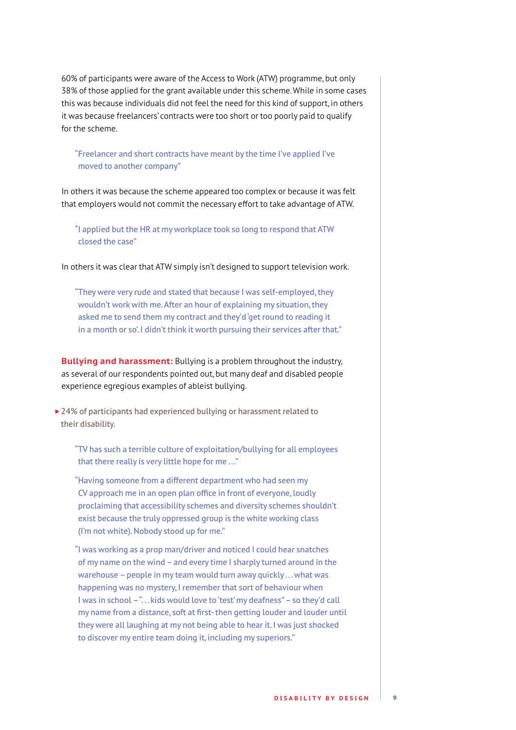60% of participants were aware of the Access to Work (ATW) programme, but only 38% of those applied for the grant available under this scheme. While in some cases this was because individuals did not feel the need for this kind of support, in others it was because freelancers' contracts were too short or too poorly paid to qualify for the scheme.

> "Freelancer and short contracts have meant by the time I've applied I've moved to another company"

In others it was because the scheme appeared too complex or because it was felt that employers would not commit the necessary effort to take advantage of ATW.

> "I applied but the HR at my workplace took so long to respond that ATW closed the case"

In others it was clear that ATW simply isn't designed to support television work.

> "They were very rude and stated that because I was self-employed, they wouldn't work with me. After an hour of explaining my situation, they asked me to send them my contract and they'd 'get round to reading it in a month or so'. I didn't think it worth pursuing their services after that."

**Bullying and harassment:** Bullying is a problem throughout the industry, as several of our respondents pointed out, but many deaf and disabled people experience egregious examples of ableist bullying.

- 24% of participants had experienced bullying or harassment related to their disability.

> "TV has such a terrible culture of exploitation/bullying for all employees that there really is very little hope for me …"

> "Having someone from a different department who had seen my CV approach me in an open plan office in front of everyone, loudly proclaiming that accessibility schemes and diversity schemes shouldn't exist because the truly oppressed group is the white working class (I'm not white). Nobody stood up for me."

> "I was working as a prop man/driver and noticed I could hear snatches of my name on the wind – and every time I sharply turned around in the warehouse – people in my team would turn away quickly … what was happening was no mystery, I remember that sort of behaviour when I was in school – "… kids would love to 'test' my deafness" – so they'd call my name from a distance, soft at first- then getting louder and louder until they were all laughing at my not being able to hear it. I was just shocked to discover my entire team doing it, including my superiors."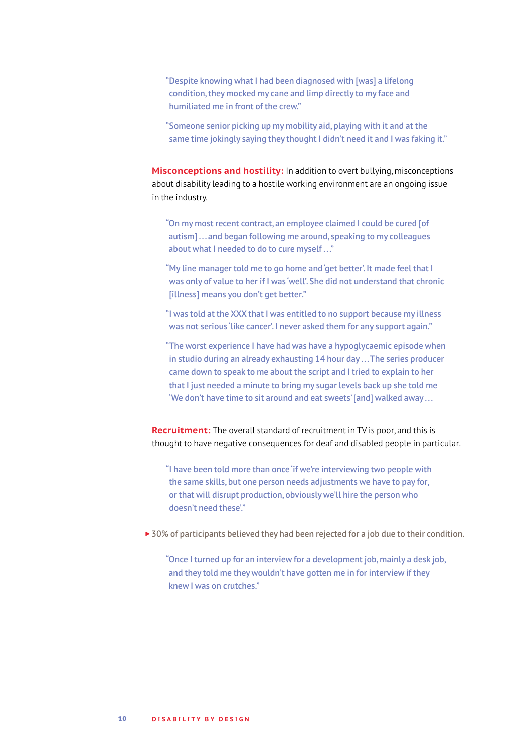> "Despite knowing what I had been diagnosed with [was] a lifelong condition, they mocked my cane and limp directly to my face and humiliated me in front of the crew."

> "Someone senior picking up my mobility aid, playing with it and at the same time jokingly saying they thought I didn't need it and I was faking it."

**Misconceptions and hostility:** In addition to overt bullying, misconceptions about disability leading to a hostile working environment are an ongoing issue in the industry.

> "On my most recent contract, an employee claimed I could be cured [of autism] … and began following me around, speaking to my colleagues about what I needed to do to cure myself …"

> "My line manager told me to go home and 'get better'. It made feel that I was only of value to her if I was 'well'. She did not understand that chronic [illness] means you don't get better."

> "I was told at the XXX that I was entitled to no support because my illness was not serious 'like cancer'. I never asked them for any support again."

> "The worst experience I have had was have a hypoglycaemic episode when in studio during an already exhausting 14 hour day … The series producer came down to speak to me about the script and I tried to explain to her that I just needed a minute to bring my sugar levels back up she told me 'We don't have time to sit around and eat sweets' [and] walked away …

**Recruitment:** The overall standard of recruitment in TV is poor, and this is thought to have negative consequences for deaf and disabled people in particular.

> "I have been told more than once 'if we're interviewing two people with the same skills, but one person needs adjustments we have to pay for, or that will disrupt production, obviously we'll hire the person who doesn't need these'."

▸ 30% of participants believed they had been rejected for a job due to their condition.

> "Once I turned up for an interview for a development job, mainly a desk job, and they told me they wouldn't have gotten me in for interview if they knew I was on crutches."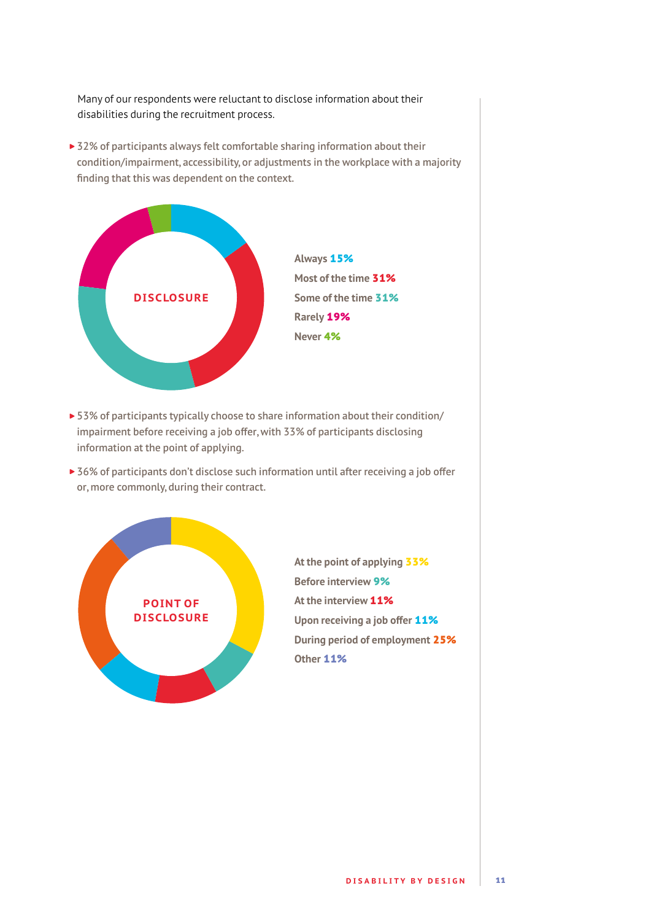Many of our respondents were reluctant to disclose information about their disabilities during the recruitment process.

- 32% of participants always felt comfortable sharing information about their condition/impairment, accessibility, or adjustments in the workplace with a majority finding that this was dependent on the context.

**DISCLOSURE**

- Always **15%**
- Most of the time **31%**
- Some of the time **31%**
- Rarely **19%**
- Never **4%**

- 53% of participants typically choose to share information about their condition/impairment before receiving a job offer, with 33% of participants disclosing information at the point of applying.
- 36% of participants don't disclose such information until after receiving a job offer or, more commonly, during their contract.

**POINT OF DISCLOSURE**

- At the point of applying **33%**
- Before interview **9%**
- At the interview **11%**
- Upon receiving a job offer **11%**
- During period of employment **25%**
- Other **11%**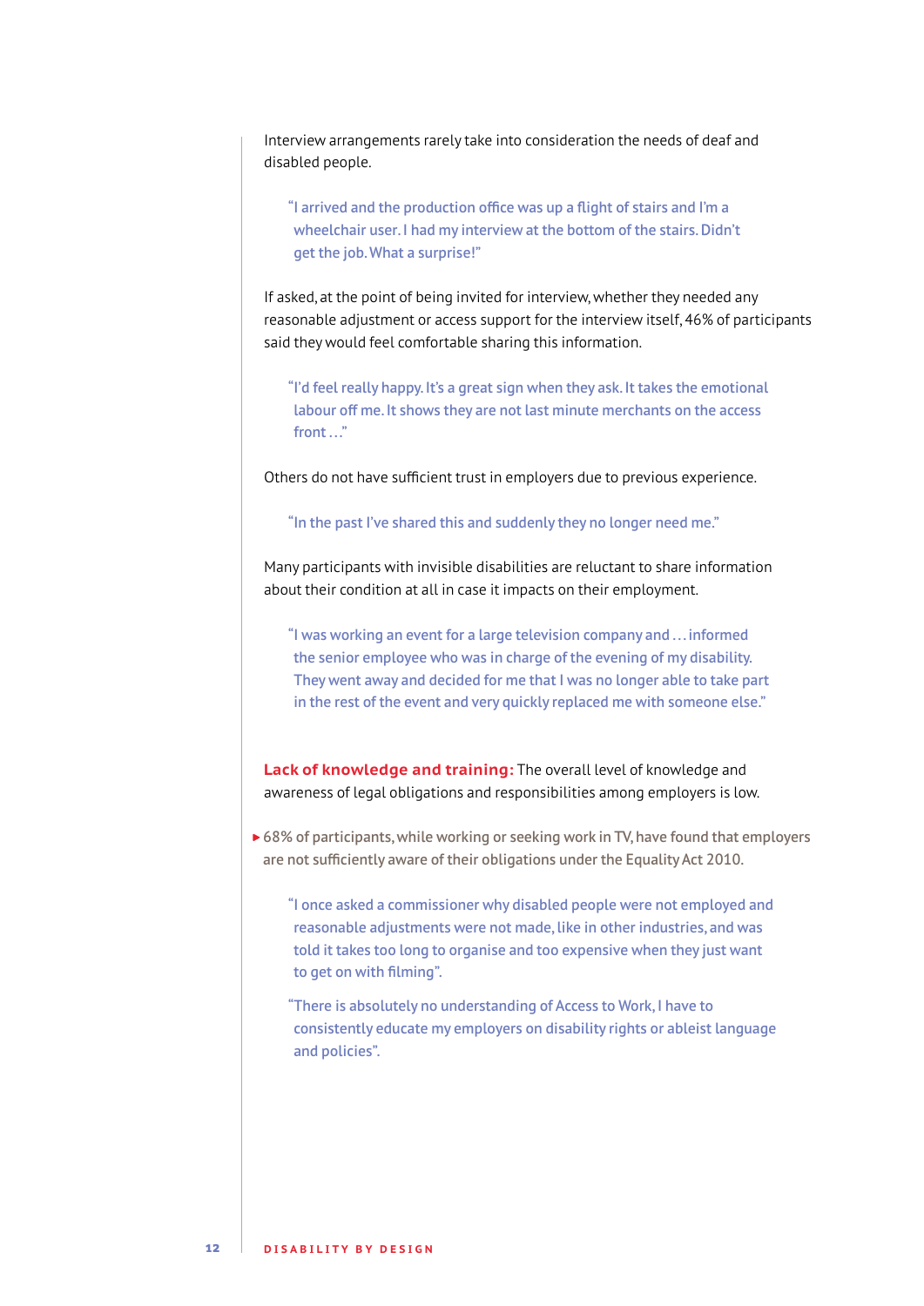Interview arrangements rarely take into consideration the needs of deaf and disabled people.

> "I arrived and the production office was up a flight of stairs and I'm a wheelchair user. I had my interview at the bottom of the stairs. Didn't get the job. What a surprise!"

If asked, at the point of being invited for interview, whether they needed any reasonable adjustment or access support for the interview itself, 46% of participants said they would feel comfortable sharing this information.

> "I'd feel really happy. It's a great sign when they ask. It takes the emotional labour off me. It shows they are not last minute merchants on the access front…"

Others do not have sufficient trust in employers due to previous experience.

> "In the past I've shared this and suddenly they no longer need me."

Many participants with invisible disabilities are reluctant to share information about their condition at all in case it impacts on their employment.

> "I was working an event for a large television company and…informed the senior employee who was in charge of the evening of my disability. They went away and decided for me that I was no longer able to take part in the rest of the event and very quickly replaced me with someone else."

**Lack of knowledge and training:** The overall level of knowledge and awareness of legal obligations and responsibilities among employers is low.

- 68% of participants, while working or seeking work in TV, have found that employers are not sufficiently aware of their obligations under the Equality Act 2010.

> "I once asked a commissioner why disabled people were not employed and reasonable adjustments were not made, like in other industries, and was told it takes too long to organise and too expensive when they just want to get on with filming".

> "There is absolutely no understanding of Access to Work, I have to consistently educate my employers on disability rights or ableist language and policies".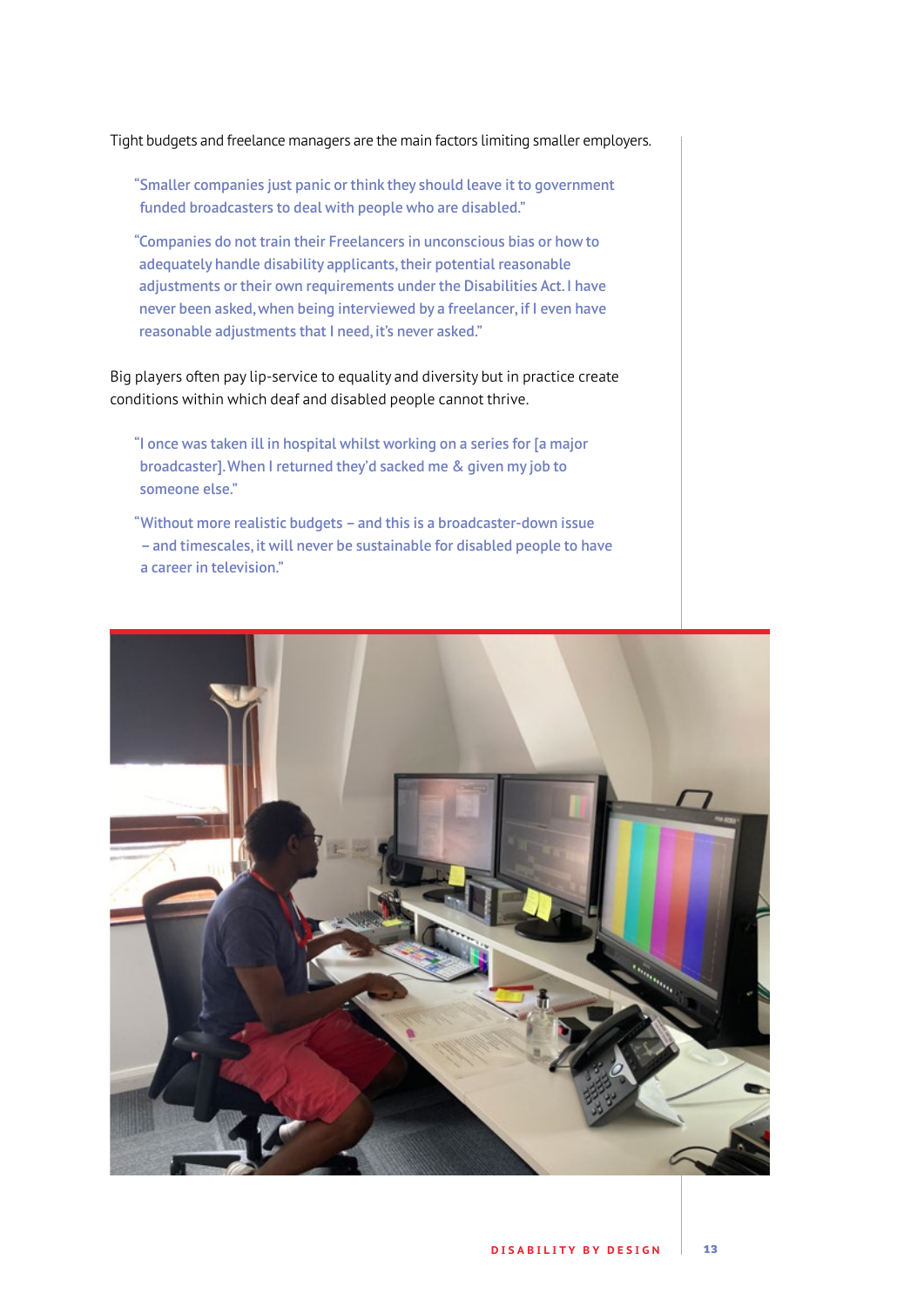Tight budgets and freelance managers are the main factors limiting smaller employers.

> "Smaller companies just panic or think they should leave it to government funded broadcasters to deal with people who are disabled."

> "Companies do not train their Freelancers in unconscious bias or how to adequately handle disability applicants, their potential reasonable adjustments or their own requirements under the Disabilities Act. I have never been asked, when being interviewed by a freelancer, if I even have reasonable adjustments that I need, it's never asked."

Big players often pay lip-service to equality and diversity but in practice create conditions within which deaf and disabled people cannot thrive.

> "I once was taken ill in hospital whilst working on a series for [a major broadcaster]. When I returned they'd sacked me & given my job to someone else."

> "Without more realistic budgets – and this is a broadcaster-down issue – and timescales, it will never be sustainable for disabled people to have a career in television."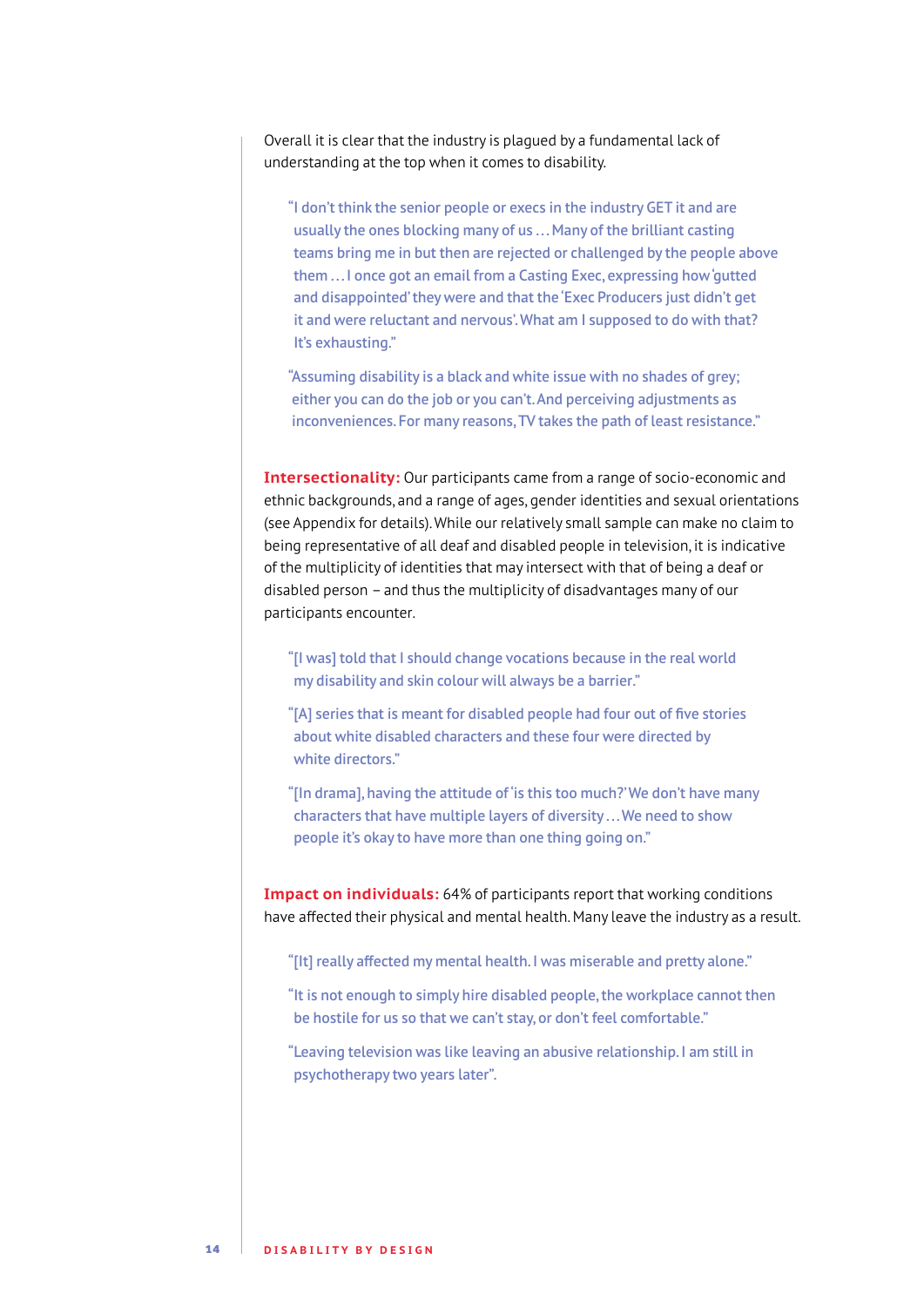Overall it is clear that the industry is plagued by a fundamental lack of understanding at the top when it comes to disability.

> "I don't think the senior people or execs in the industry GET it and are usually the ones blocking many of us … Many of the brilliant casting teams bring me in but then are rejected or challenged by the people above them … I once got an email from a Casting Exec, expressing how 'gutted and disappointed' they were and that the 'Exec Producers just didn't get it and were reluctant and nervous'. What am I supposed to do with that? It's exhausting."

> "Assuming disability is a black and white issue with no shades of grey; either you can do the job or you can't. And perceiving adjustments as inconveniences. For many reasons, TV takes the path of least resistance."

**Intersectionality:** Our participants came from a range of socio-economic and ethnic backgrounds, and a range of ages, gender identities and sexual orientations (see Appendix for details). While our relatively small sample can make no claim to being representative of all deaf and disabled people in television, it is indicative of the multiplicity of identities that may intersect with that of being a deaf or disabled person – and thus the multiplicity of disadvantages many of our participants encounter.

> "[I was] told that I should change vocations because in the real world my disability and skin colour will always be a barrier."

> "[A] series that is meant for disabled people had four out of five stories about white disabled characters and these four were directed by white directors."

> "[In drama], having the attitude of 'is this too much?' We don't have many characters that have multiple layers of diversity … We need to show people it's okay to have more than one thing going on."

**Impact on individuals:** 64% of participants report that working conditions have affected their physical and mental health. Many leave the industry as a result.

> "[It] really affected my mental health. I was miserable and pretty alone."

> "It is not enough to simply hire disabled people, the workplace cannot then be hostile for us so that we can't stay, or don't feel comfortable."

> "Leaving television was like leaving an abusive relationship. I am still in psychotherapy two years later".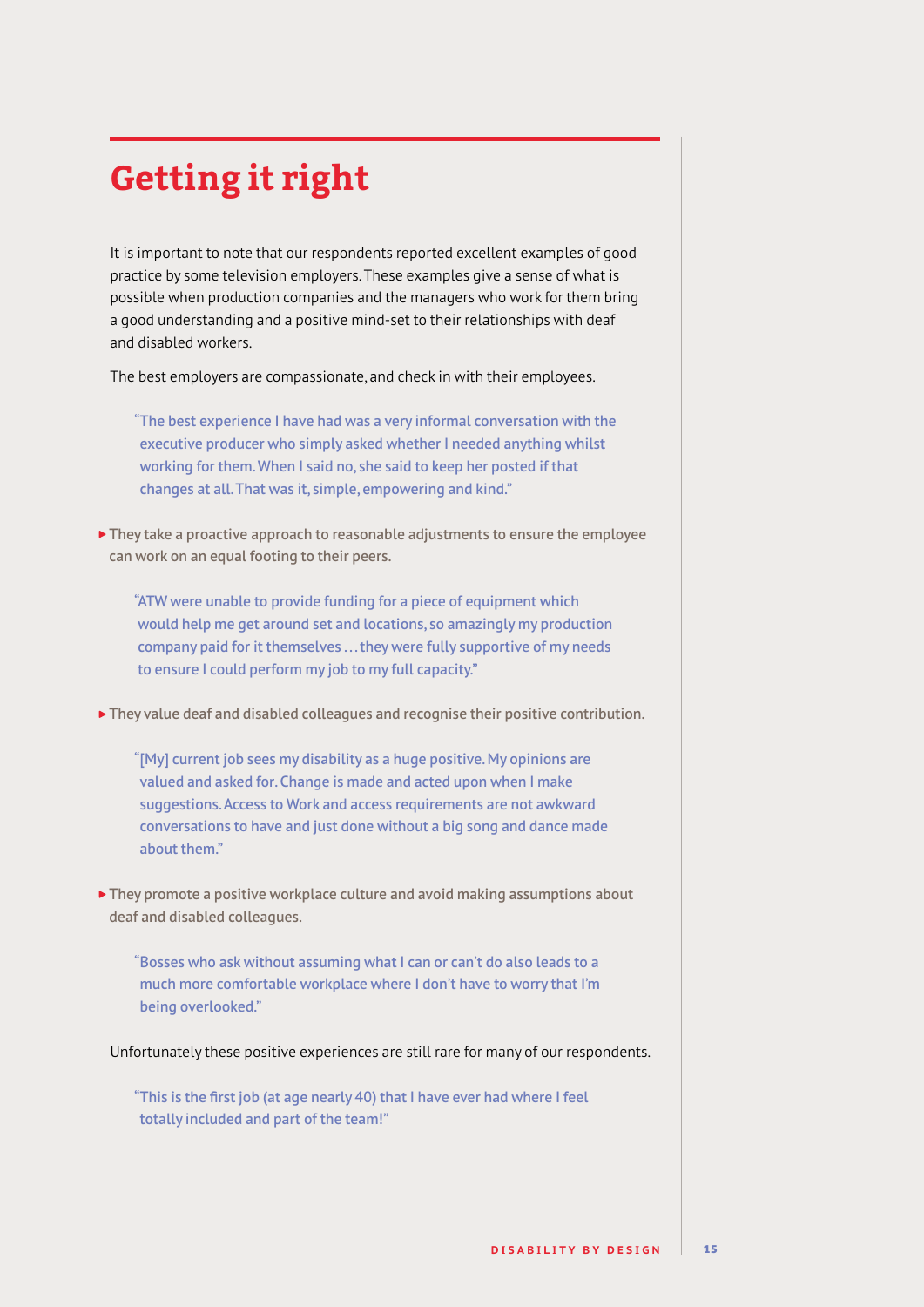# Getting it right

It is important to note that our respondents reported excellent examples of good practice by some television employers. These examples give a sense of what is possible when production companies and the managers who work for them bring a good understanding and a positive mind-set to their relationships with deaf and disabled workers.

The best employers are compassionate, and check in with their employees.

> "The best experience I have had was a very informal conversation with the executive producer who simply asked whether I needed anything whilst working for them. When I said no, she said to keep her posted if that changes at all. That was it, simple, empowering and kind."

- They take a proactive approach to reasonable adjustments to ensure the employee can work on an equal footing to their peers.

> "ATW were unable to provide funding for a piece of equipment which would help me get around set and locations, so amazingly my production company paid for it themselves … they were fully supportive of my needs to ensure I could perform my job to my full capacity."

- They value deaf and disabled colleagues and recognise their positive contribution.

> "[My] current job sees my disability as a huge positive. My opinions are valued and asked for. Change is made and acted upon when I make suggestions. Access to Work and access requirements are not awkward conversations to have and just done without a big song and dance made about them."

- They promote a positive workplace culture and avoid making assumptions about deaf and disabled colleagues.

> "Bosses who ask without assuming what I can or can't do also leads to a much more comfortable workplace where I don't have to worry that I'm being overlooked."

Unfortunately these positive experiences are still rare for many of our respondents.

> "This is the first job (at age nearly 40) that I have ever had where I feel totally included and part of the team!"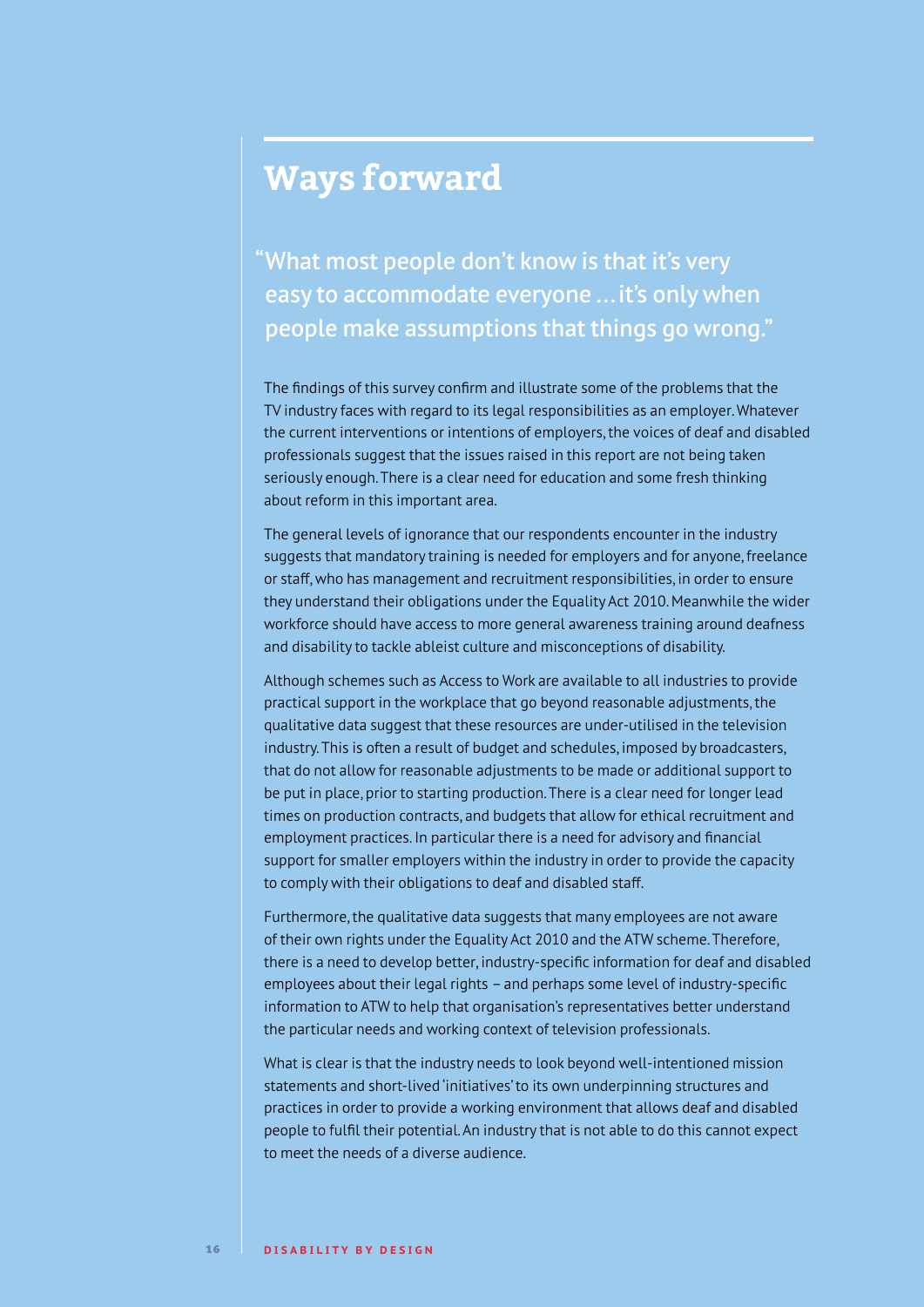# Ways forward

> "What most people don't know is that it's very easy to accommodate everyone … it's only when people make assumptions that things go wrong."

The findings of this survey confirm and illustrate some of the problems that the TV industry faces with regard to its legal responsibilities as an employer. Whatever the current interventions or intentions of employers, the voices of deaf and disabled professionals suggest that the issues raised in this report are not being taken seriously enough. There is a clear need for education and some fresh thinking about reform in this important area.

The general levels of ignorance that our respondents encounter in the industry suggests that mandatory training is needed for employers and for anyone, freelance or staff, who has management and recruitment responsibilities, in order to ensure they understand their obligations under the Equality Act 2010. Meanwhile the wider workforce should have access to more general awareness training around deafness and disability to tackle ableist culture and misconceptions of disability.

Although schemes such as Access to Work are available to all industries to provide practical support in the workplace that go beyond reasonable adjustments, the qualitative data suggest that these resources are under-utilised in the television industry. This is often a result of budget and schedules, imposed by broadcasters, that do not allow for reasonable adjustments to be made or additional support to be put in place, prior to starting production. There is a clear need for longer lead times on production contracts, and budgets that allow for ethical recruitment and employment practices. In particular there is a need for advisory and financial support for smaller employers within the industry in order to provide the capacity to comply with their obligations to deaf and disabled staff.

Furthermore, the qualitative data suggests that many employees are not aware of their own rights under the Equality Act 2010 and the ATW scheme. Therefore, there is a need to develop better, industry-specific information for deaf and disabled employees about their legal rights – and perhaps some level of industry-specific information to ATW to help that organisation's representatives better understand the particular needs and working context of television professionals.

What is clear is that the industry needs to look beyond well-intentioned mission statements and short-lived 'initiatives' to its own underpinning structures and practices in order to provide a working environment that allows deaf and disabled people to fulfil their potential. An industry that is not able to do this cannot expect to meet the needs of a diverse audience.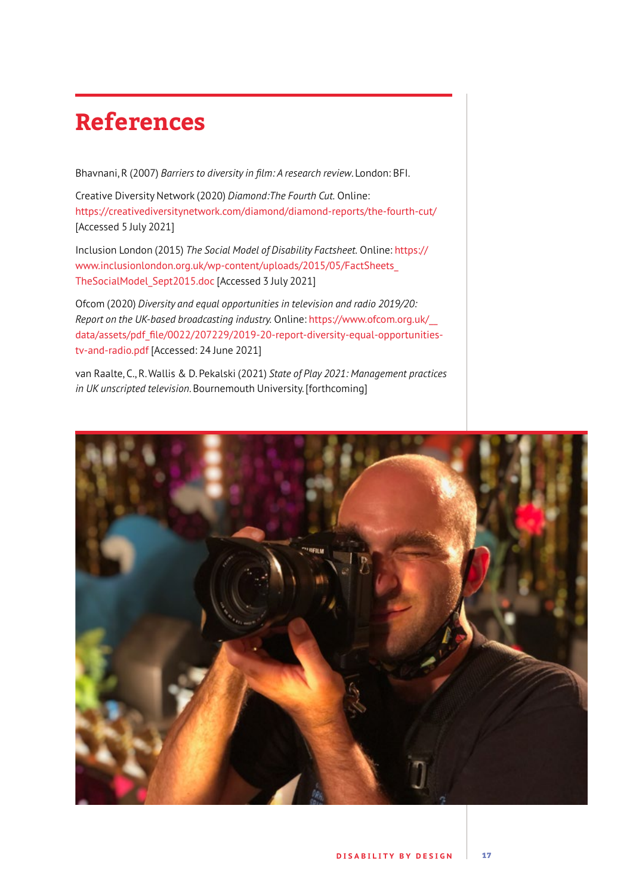# References

Bhavnani, R (2007) *Barriers to diversity in film: A research review.* London: BFI.

Creative Diversity Network (2020) *Diamond:The Fourth Cut.* Online: https://creativediversitynetwork.com/diamond/diamond-reports/the-fourth-cut/ [Accessed 5 July 2021]

Inclusion London (2015) *The Social Model of Disability Factsheet.* Online: https://www.inclusionlondon.org.uk/wp-content/uploads/2015/05/FactSheets_TheSocialModel_Sept2015.doc [Accessed 3 July 2021]

Ofcom (2020) *Diversity and equal opportunities in television and radio 2019/20: Report on the UK-based broadcasting industry.* Online: https://www.ofcom.org.uk/__data/assets/pdf_file/0022/207229/2019-20-report-diversity-equal-opportunities-tv-and-radio.pdf [Accessed: 24 June 2021]

van Raalte, C., R. Wallis & D. Pekalski (2021) *State of Play 2021: Management practices in UK unscripted television.* Bournemouth University. [forthcoming]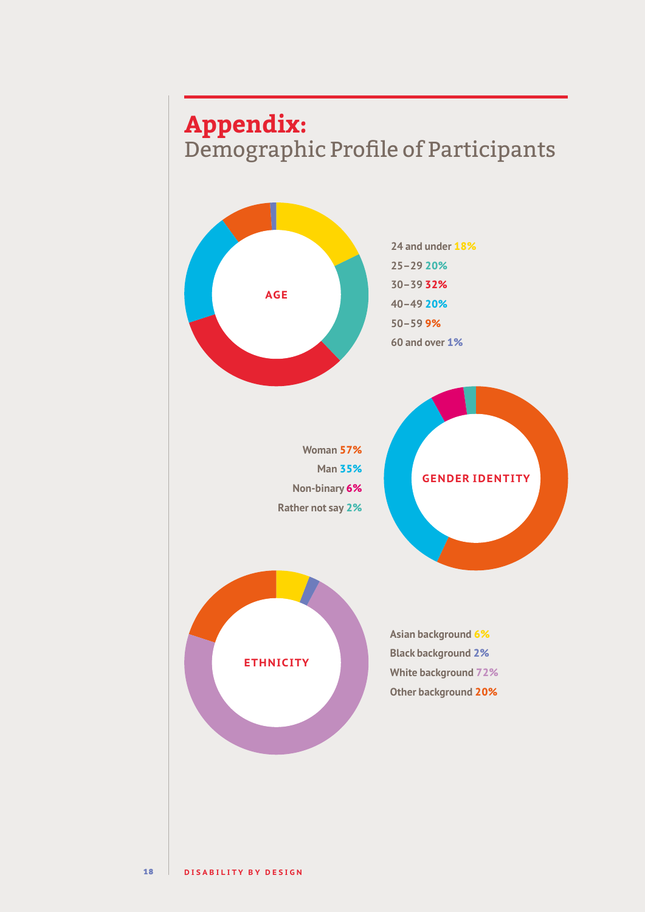# Appendix:
## Demographic Profile of Participants

**AGE**

- 24 and under **18%**
- 25–29 **20%**
- 30–39 **32%**
- 40–49 **20%**
- 50–59 **9%**
- 60 and over **1%**

**GENDER IDENTITY**

- Woman **57%**
- Man **35%**
- Non-binary **6%**
- Rather not say **2%**

**ETHNICITY**

- Asian background **6%**
- Black background **2%**
- White background **72%**
- Other background **20%**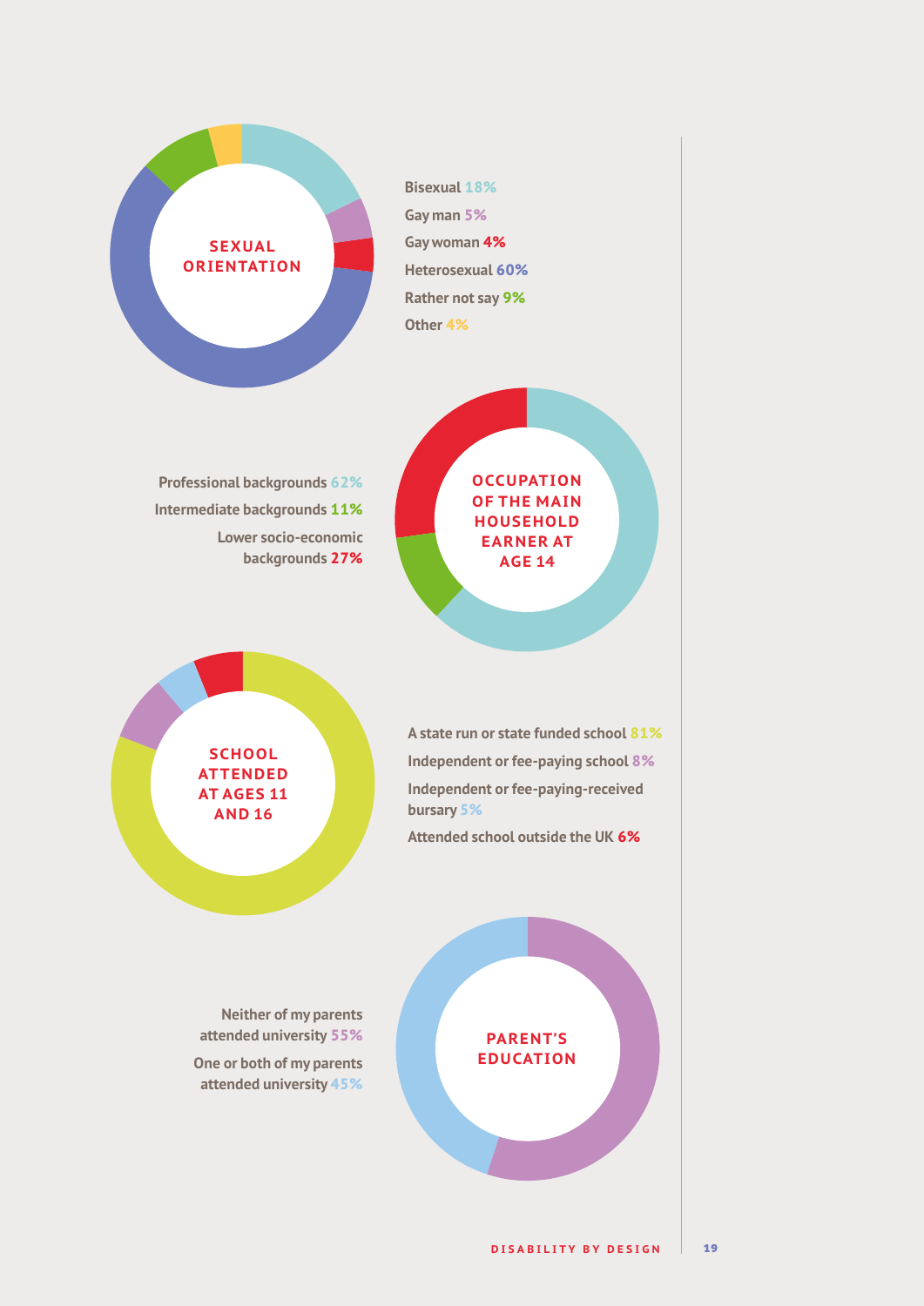## SEXUAL ORIENTATION

- Bisexual 18%
- Gay man 5%
- Gay woman 4%
- Heterosexual 60%
- Rather not say 9%
- Other 4%

## OCCUPATION OF THE MAIN HOUSEHOLD EARNER AT AGE 14

- Professional backgrounds 62%
- Intermediate backgrounds 11%
- Lower socio-economic backgrounds 27%

## SCHOOL ATTENDED AT AGES 11 AND 16

- A state run or state funded school 81%
- Independent or fee-paying school 8%
- Independent or fee-paying-received bursary 5%
- Attended school outside the UK 6%

## PARENT'S EDUCATION

- Neither of my parents attended university 55%
- One or both of my parents attended university 45%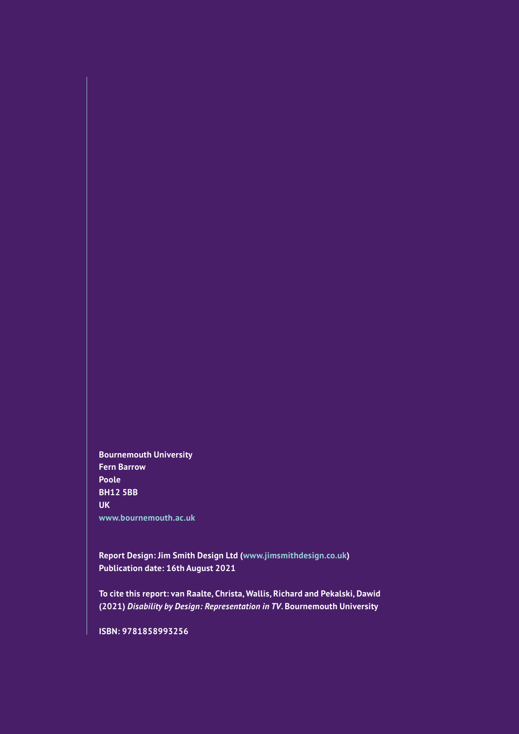**Bournemouth University**
**Fern Barrow**
**Poole**
**BH12 5BB**
**UK**
**www.bournemouth.ac.uk**

**Report Design: Jim Smith Design Ltd (www.jimsmithdesign.co.uk)**
**Publication date: 16th August 2021**

**To cite this report: van Raalte, Christa, Wallis, Richard and Pekalski, Dawid (2021) *Disability by Design: Representation in TV*. Bournemouth University**

**ISBN: 9781858993256**